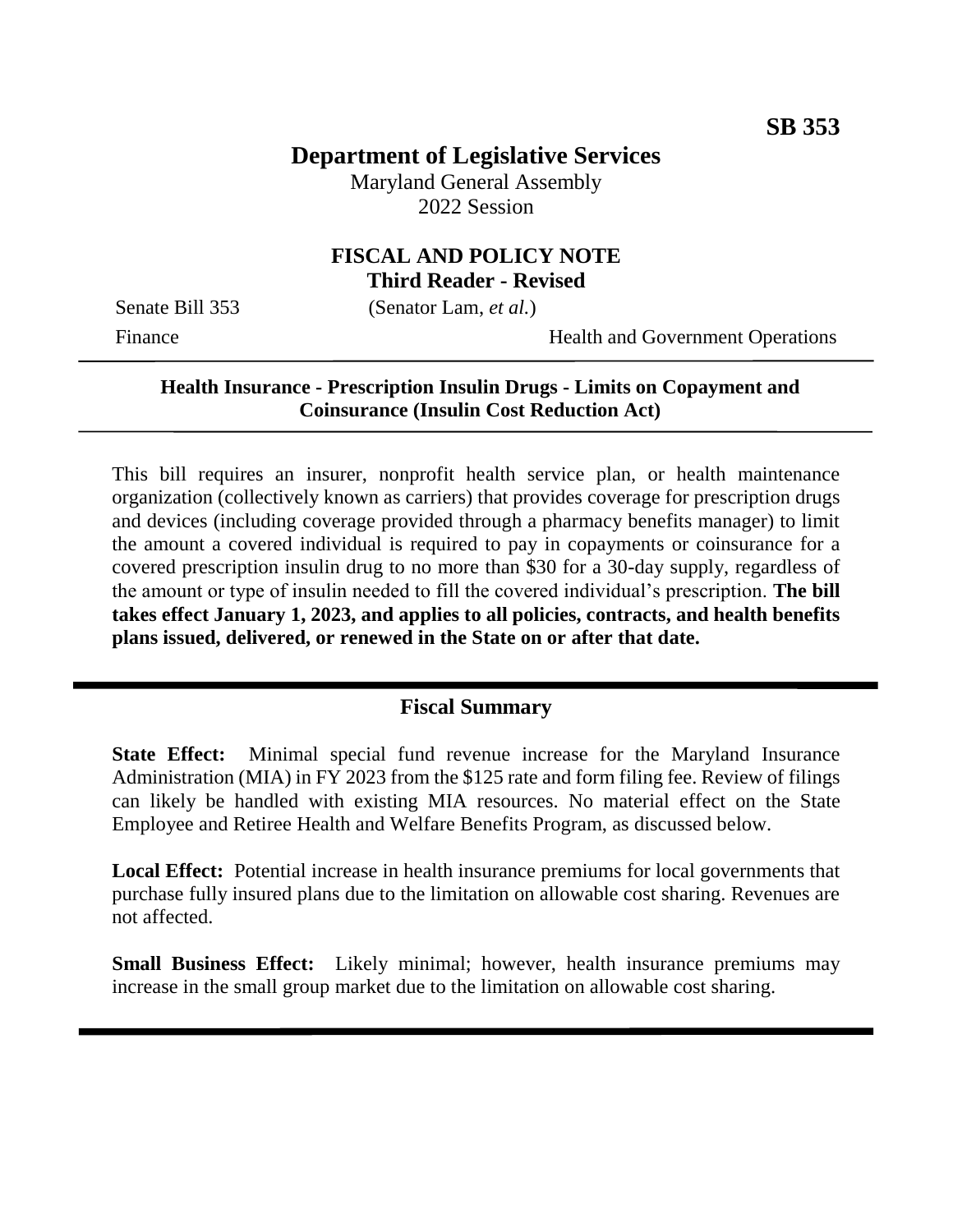**SB 353**

# Department of Legislative Services

Maryland General Assembly
2022 Session

## FISCAL AND POLICY NOTE
**Third Reader - Revised**

Senate Bill 353 (Senator Lam, *et al.*)

Finance Health and Government Operations

---

**Health Insurance - Prescription Insulin Drugs - Limits on Copayment and Coinsurance (Insulin Cost Reduction Act)**

---

This bill requires an insurer, nonprofit health service plan, or health maintenance organization (collectively known as carriers) that provides coverage for prescription drugs and devices (including coverage provided through a pharmacy benefits manager) to limit the amount a covered individual is required to pay in copayments or coinsurance for a covered prescription insulin drug to no more than $30 for a 30-day supply, regardless of the amount or type of insulin needed to fill the covered individual's prescription. **The bill takes effect January 1, 2023, and applies to all policies, contracts, and health benefits plans issued, delivered, or renewed in the State on or after that date.**

---

## Fiscal Summary

**State Effect:** Minimal special fund revenue increase for the Maryland Insurance Administration (MIA) in FY 2023 from the $125 rate and form filing fee. Review of filings can likely be handled with existing MIA resources. No material effect on the State Employee and Retiree Health and Welfare Benefits Program, as discussed below.

**Local Effect:** Potential increase in health insurance premiums for local governments that purchase fully insured plans due to the limitation on allowable cost sharing. Revenues are not affected.

**Small Business Effect:** Likely minimal; however, health insurance premiums may increase in the small group market due to the limitation on allowable cost sharing.

---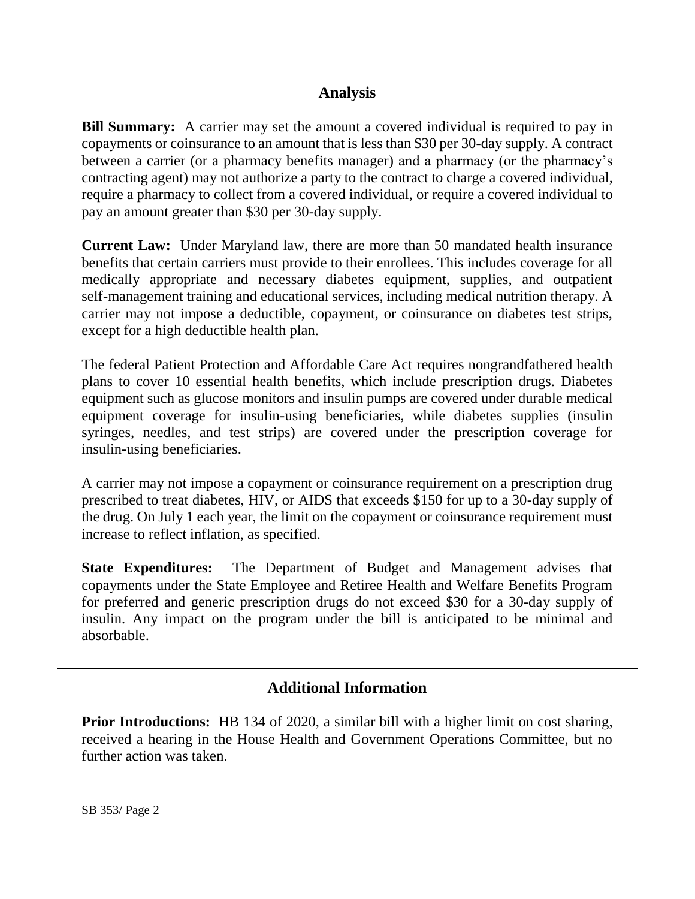## Analysis

**Bill Summary:** A carrier may set the amount a covered individual is required to pay in copayments or coinsurance to an amount that is less than $30 per 30-day supply. A contract between a carrier (or a pharmacy benefits manager) and a pharmacy (or the pharmacy's contracting agent) may not authorize a party to the contract to charge a covered individual, require a pharmacy to collect from a covered individual, or require a covered individual to pay an amount greater than $30 per 30-day supply.

**Current Law:** Under Maryland law, there are more than 50 mandated health insurance benefits that certain carriers must provide to their enrollees. This includes coverage for all medically appropriate and necessary diabetes equipment, supplies, and outpatient self-management training and educational services, including medical nutrition therapy. A carrier may not impose a deductible, copayment, or coinsurance on diabetes test strips, except for a high deductible health plan.

The federal Patient Protection and Affordable Care Act requires nongrandfathered health plans to cover 10 essential health benefits, which include prescription drugs. Diabetes equipment such as glucose monitors and insulin pumps are covered under durable medical equipment coverage for insulin-using beneficiaries, while diabetes supplies (insulin syringes, needles, and test strips) are covered under the prescription coverage for insulin-using beneficiaries.

A carrier may not impose a copayment or coinsurance requirement on a prescription drug prescribed to treat diabetes, HIV, or AIDS that exceeds $150 for up to a 30-day supply of the drug. On July 1 each year, the limit on the copayment or coinsurance requirement must increase to reflect inflation, as specified.

**State Expenditures:** The Department of Budget and Management advises that copayments under the State Employee and Retiree Health and Welfare Benefits Program for preferred and generic prescription drugs do not exceed $30 for a 30-day supply of insulin. Any impact on the program under the bill is anticipated to be minimal and absorbable.

## Additional Information

**Prior Introductions:** HB 134 of 2020, a similar bill with a higher limit on cost sharing, received a hearing in the House Health and Government Operations Committee, but no further action was taken.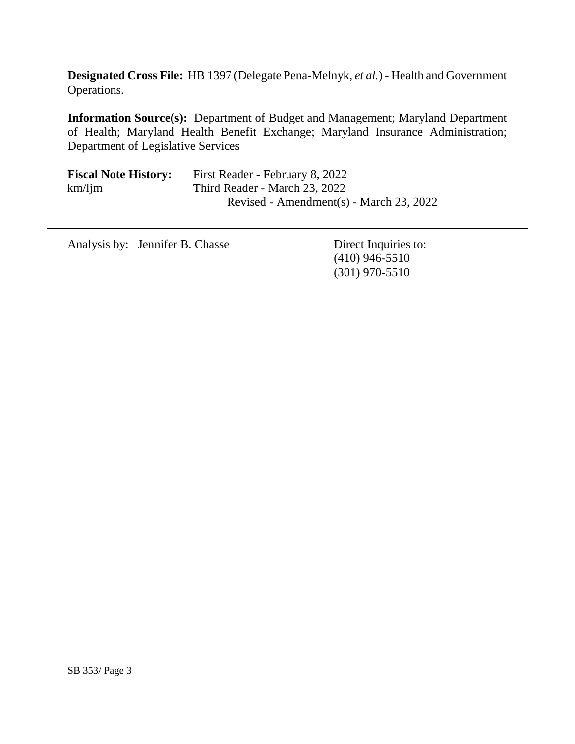**Designated Cross File:** HB 1397 (Delegate Pena-Melnyk, *et al.*) - Health and Government Operations.

**Information Source(s):** Department of Budget and Management; Maryland Department of Health; Maryland Health Benefit Exchange; Maryland Insurance Administration; Department of Legislative Services

| | |
|---|---|
| **Fiscal Note History:** | First Reader - February 8, 2022 |
| km/ljm | Third Reader - March 23, 2022 |
| | Revised - Amendment(s) - March 23, 2022 |

---

| | |
|---|---|
| Analysis by: Jennifer B. Chasse | Direct Inquiries to:<br>(410) 946-5510<br>(301) 970-5510 |